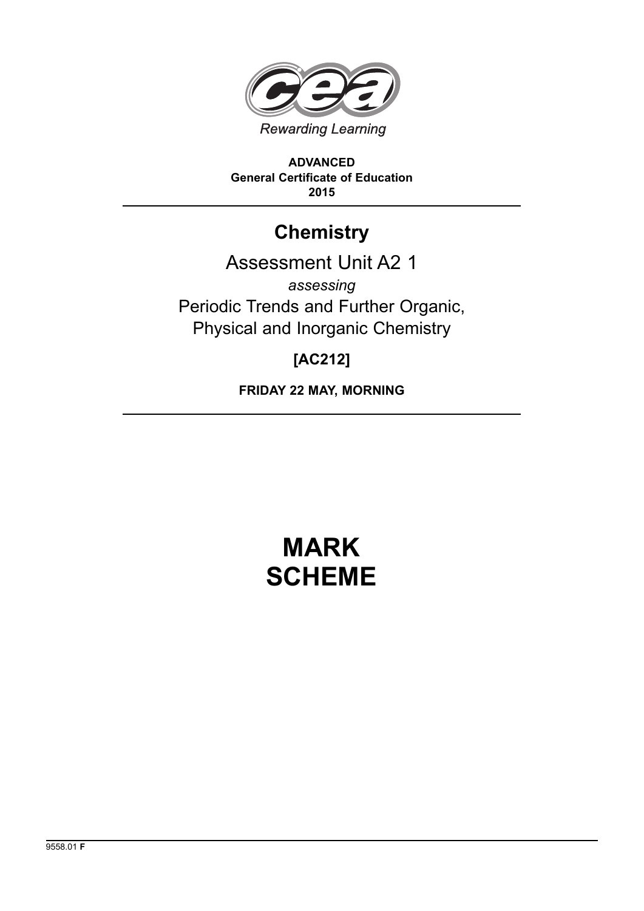Rewarding Learning

**ADVANCED**
**General Certificate of Education**
**2015**

# Chemistry

## Assessment Unit A2 1

*assessing*

Periodic Trends and Further Organic, Physical and Inorganic Chemistry

**[AC212]**

**FRIDAY 22 MAY, MORNING**

# MARK SCHEME

9558.01 **F**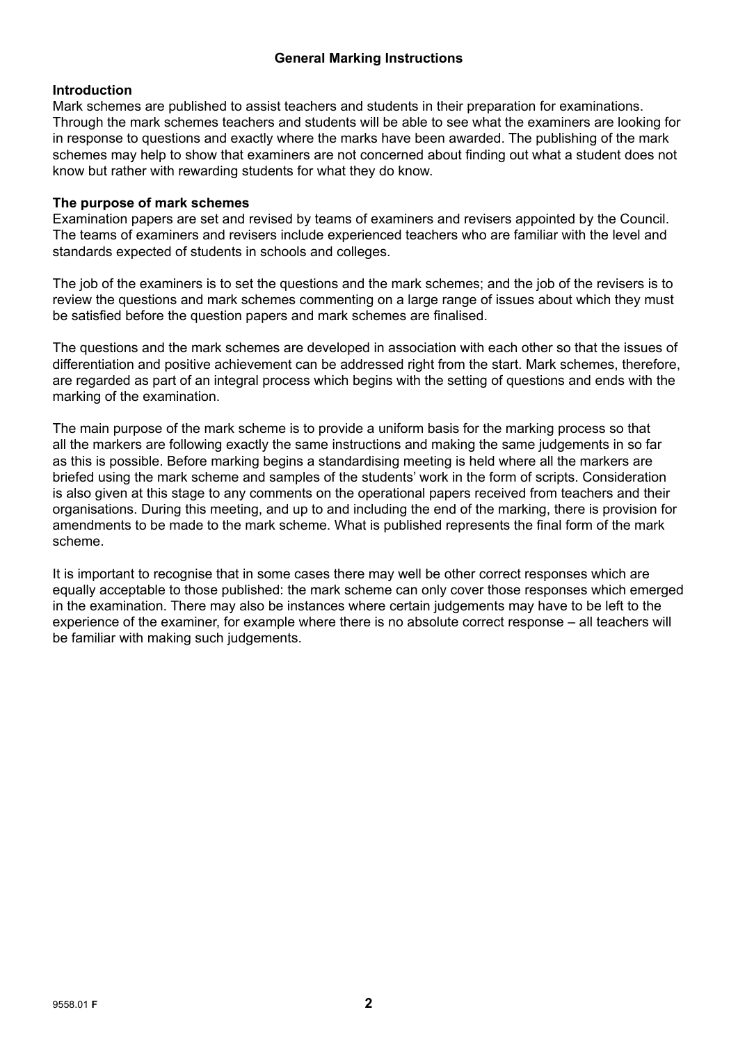## General Marking Instructions

### Introduction

Mark schemes are published to assist teachers and students in their preparation for examinations. Through the mark schemes teachers and students will be able to see what the examiners are looking for in response to questions and exactly where the marks have been awarded. The publishing of the mark schemes may help to show that examiners are not concerned about finding out what a student does not know but rather with rewarding students for what they do know.

### The purpose of mark schemes

Examination papers are set and revised by teams of examiners and revisers appointed by the Council. The teams of examiners and revisers include experienced teachers who are familiar with the level and standards expected of students in schools and colleges.

The job of the examiners is to set the questions and the mark schemes; and the job of the revisers is to review the questions and mark schemes commenting on a large range of issues about which they must be satisfied before the question papers and mark schemes are finalised.

The questions and the mark schemes are developed in association with each other so that the issues of differentiation and positive achievement can be addressed right from the start. Mark schemes, therefore, are regarded as part of an integral process which begins with the setting of questions and ends with the marking of the examination.

The main purpose of the mark scheme is to provide a uniform basis for the marking process so that all the markers are following exactly the same instructions and making the same judgements in so far as this is possible. Before marking begins a standardising meeting is held where all the markers are briefed using the mark scheme and samples of the students' work in the form of scripts. Consideration is also given at this stage to any comments on the operational papers received from teachers and their organisations. During this meeting, and up to and including the end of the marking, there is provision for amendments to be made to the mark scheme. What is published represents the final form of the mark scheme.

It is important to recognise that in some cases there may well be other correct responses which are equally acceptable to those published: the mark scheme can only cover those responses which emerged in the examination. There may also be instances where certain judgements may have to be left to the experience of the examiner, for example where there is no absolute correct response – all teachers will be familiar with making such judgements.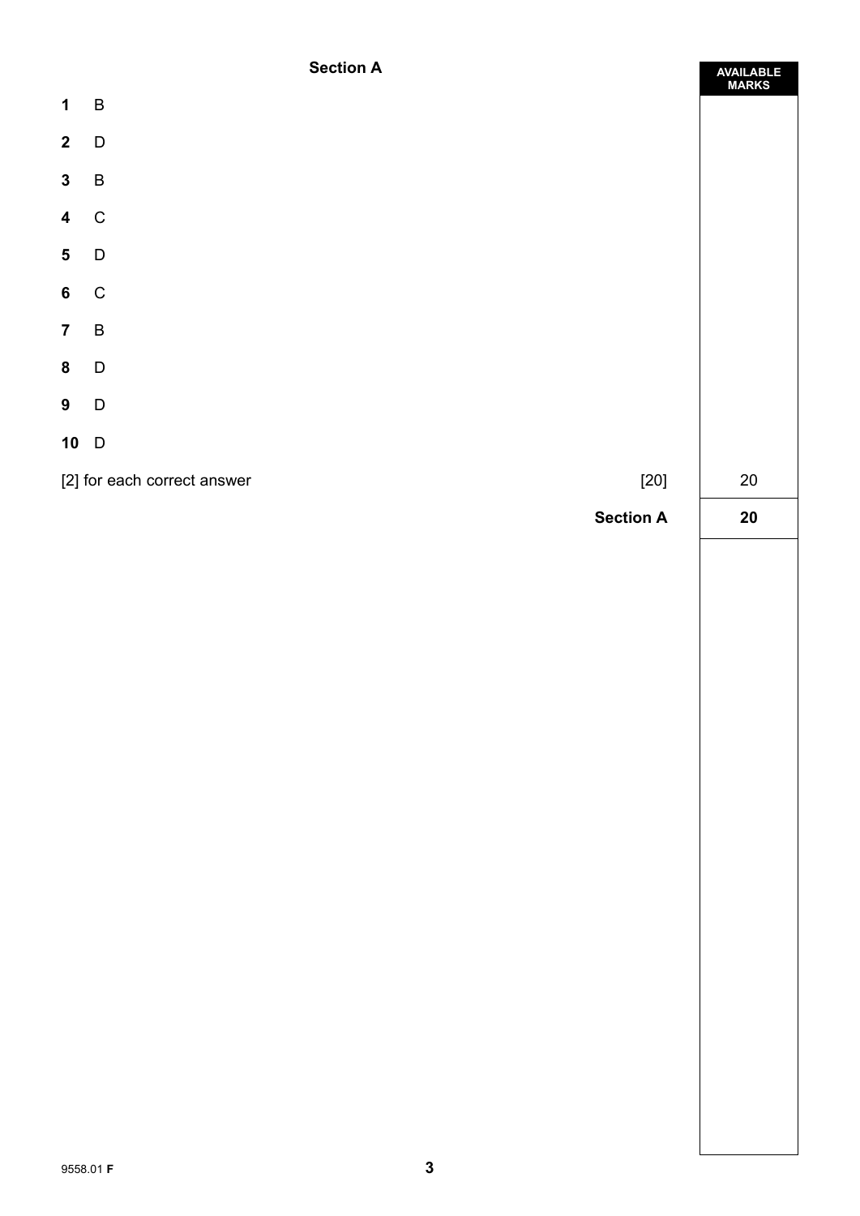## Section A

| | | AVAILABLE MARKS |
|---|---|---|
| **1** | B | |
| **2** | D | |
| **3** | B | |
| **4** | C | |
| **5** | D | |
| **6** | C | |
| **7** | B | |
| **8** | D | |
| **9** | D | |
| **10** | D | |
| [2] for each correct answer | [20] | 20 |
| | **Section A** | **20** |

9558.01 **F**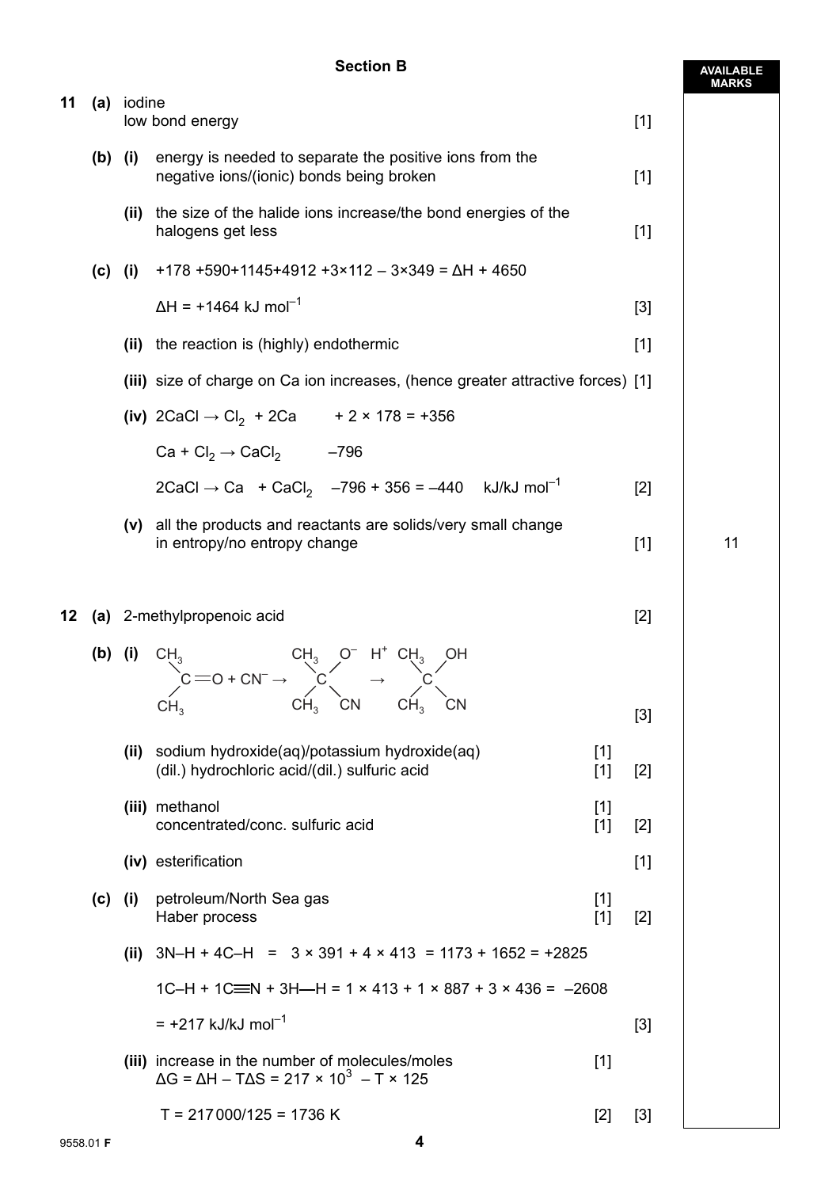## Section B

| | | | | | AVAILABLE MARKS |
|---|---|---|---|---|---|
| **11** | **(a)** | | iodine<br>low bond energy | [1] | |
| | **(b)** | **(i)** | energy is needed to separate the positive ions from the negative ions/(ionic) bonds being broken | [1] | |
| | | **(ii)** | the size of the halide ions increase/the bond energies of the halogens get less | [1] | |
| | **(c)** | **(i)** | $+178 + 590 + 1145 + 4912 + 3 \times 112 - 3 \times 349 = \Delta H + 4650$<br><br>$\Delta H = +1464 \text{ kJ mol}^{-1}$ | [3] | |
| | | **(ii)** | the reaction is (highly) endothermic | [1] | |
| | | **(iii)** | size of charge on Ca ion increases, (hence greater attractive forces) | [1] | |
| | | **(iv)** | $2CaCl \rightarrow Cl_2 + 2Ca \quad + 2 \times 178 = +356$<br><br>$Ca + Cl_2 \rightarrow CaCl_2 \quad -796$<br><br>$2CaCl \rightarrow Ca + CaCl_2 \quad -796 + 356 = -440$ kJ/kJ $\text{mol}^{-1}$ | [2] | |
| | | **(v)** | all the products and reactants are solids/very small change in entropy/no entropy change | [1] | 11 |

| | | | | | | AVAILABLE MARKS |
|---|---|---|---|---|---|---|
| **12** | **(a)** | | 2-methylpropenoic acid | | [2] | |
| | **(b)** | **(i)** | $(CH_3)_2C{=}O + CN^- \rightarrow (CH_3)_2C(O^-)(CN) \xrightarrow{H^+} (CH_3)_2C(OH)(CN)$ | | [3] | |
| | | **(ii)** | sodium hydroxide(aq)/potassium hydroxide(aq)<br>(dil.) hydrochloric acid/(dil.) sulfuric acid | [1]<br>[1] | [2] | |
| | | **(iii)** | methanol<br>concentrated/conc. sulfuric acid | [1]<br>[1] | [2] | |
| | | **(iv)** | esterification | | [1] | |
| | **(c)** | **(i)** | petroleum/North Sea gas<br>Haber process | [1]<br>[1] | [2] | |
| | | **(ii)** | $3N{-}H + 4C{-}H = 3 \times 391 + 4 \times 413 = 1173 + 1652 = +2825$<br><br>$1C{-}H + 1C{\equiv}N + 3H{-}H = 1 \times 413 + 1 \times 887 + 3 \times 436 = -2608$<br><br>$= +217$ kJ/kJ $\text{mol}^{-1}$ | | [3] | |
| | | **(iii)** | increase in the number of molecules/moles<br>$\Delta G = \Delta H - T\Delta S = 217 \times 10^3 - T \times 125$<br><br>$T = 217\,000/125 = 1736$ K | [1]<br><br><br>[2] | [3] | |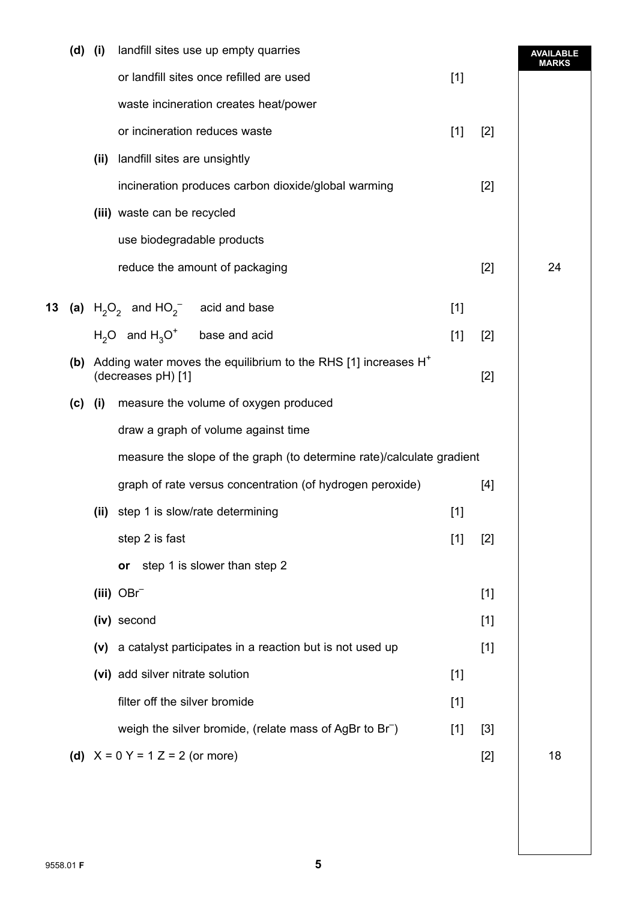| | | | | | AVAILABLE MARKS |
|---|---|---|---|---|---|
| **(d)** | **(i)** | landfill sites use up empty quarries | | | |
| | | or landfill sites once refilled are used | [1] | | |
| | | waste incineration creates heat/power | | | |
| | | or incineration reduces waste | [1] | [2] | |
| | **(ii)** | landfill sites are unsightly | | | |
| | | incineration produces carbon dioxide/global warming | | [2] | |
| | **(iii)** | waste can be recycled | | | |
| | | use biodegradable products | | | |
| | | reduce the amount of packaging | | [2] | 24 |

| | | | | | | AVAILABLE MARKS |
|---|---|---|---|---|---|---|
| **13** | **(a)** | | $H_2O_2$ and $HO_2^-$ acid and base | [1] | | |
| | | | $H_2O$ and $H_3O^+$ base and acid | [1] | [2] | |
| | **(b)** | | Adding water moves the equilibrium to the RHS [1] increases $H^+$ (decreases pH) [1] | | [2] | |
| | **(c)** | **(i)** | measure the volume of oxygen produced | | | |
| | | | draw a graph of volume against time | | | |
| | | | measure the slope of the graph (to determine rate)/calculate gradient | | | |
| | | | graph of rate versus concentration (of hydrogen peroxide) | | [4] | |
| | | **(ii)** | step 1 is slow/rate determining | [1] | | |
| | | | step 2 is fast | [1] | [2] | |
| | | | **or** step 1 is slower than step 2 | | | |
| | | **(iii)** | $OBr^-$ | | [1] | |
| | | **(iv)** | second | | [1] | |
| | | **(v)** | a catalyst participates in a reaction but is not used up | | [1] | |
| | | **(vi)** | add silver nitrate solution | [1] | | |
| | | | filter off the silver bromide | [1] | | |
| | | | weigh the silver bromide, (relate mass of AgBr to $Br^-$) | [1] | [3] | |
| | **(d)** | | X = 0 Y = 1 Z = 2 (or more) | | [2] | 18 |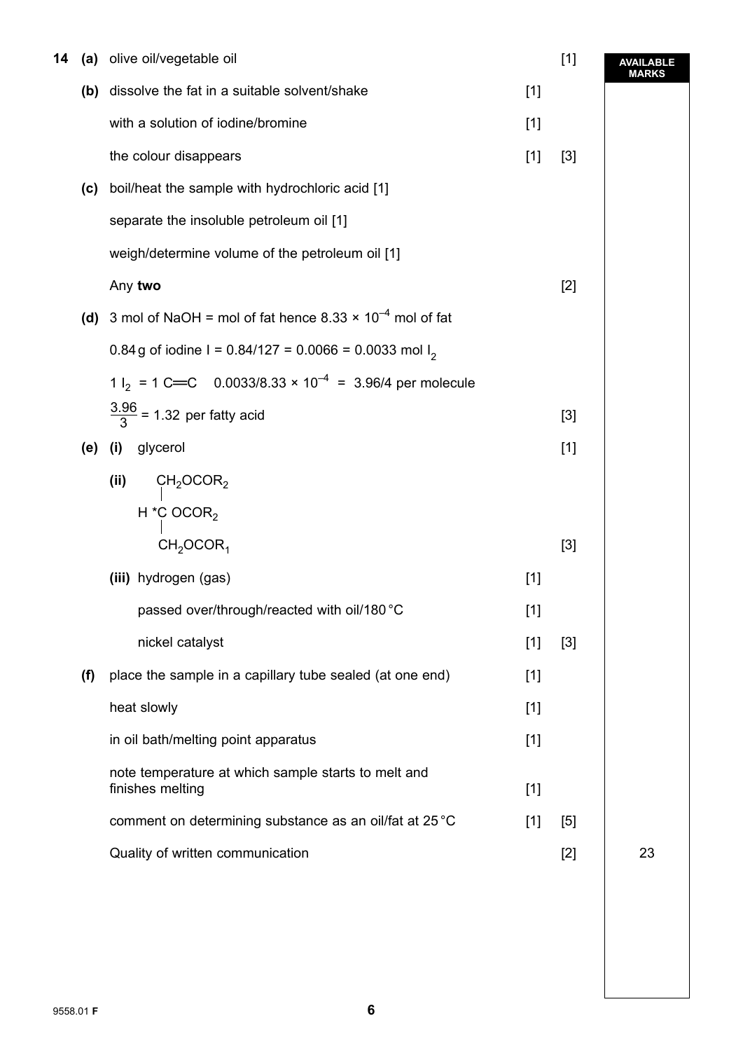| | | | | | AVAILABLE MARKS |
|---|---|---|---|---|---|
| **14** | **(a)** | olive oil/vegetable oil | | [1] | |
| | **(b)** | dissolve the fat in a suitable solvent/shake | [1] | | |
| | | with a solution of iodine/bromine | [1] | | |
| | | the colour disappears | [1] | [3] | |
| | **(c)** | boil/heat the sample with hydrochloric acid [1] | | | |
| | | separate the insoluble petroleum oil [1] | | | |
| | | weigh/determine volume of the petroleum oil [1] | | | |
| | | Any **two** | | [2] | |
| | **(d)** | 3 mol of NaOH = mol of fat hence $8.33 \times 10^{-4}$ mol of fat | | | |
| | | 0.84 g of iodine I = 0.84/127 = 0.0066 = 0.0033 mol $I_2$ | | | |
| | | $1\ I_2 = 1\ C{=}C \quad 0.0033/8.33 \times 10^{-4} = 3.96/4$ per molecule | | | |
| | | $\frac{3.96}{3} = 1.32$ per fatty acid | | [3] | |
| | **(e)** | **(i)** glycerol | | [1] | |
| | | **(ii)** $CH_2OCOR_2$ / H *C $OCOR_2$ / $CH_2OCOR_1$ | | [3] | |
| | | **(iii)** hydrogen (gas) | [1] | | |
| | | passed over/through/reacted with oil/180 °C | [1] | | |
| | | nickel catalyst | [1] | [3] | |
| | **(f)** | place the sample in a capillary tube sealed (at one end) | [1] | | |
| | | heat slowly | [1] | | |
| | | in oil bath/melting point apparatus | [1] | | |
| | | note temperature at which sample starts to melt and finishes melting | [1] | | |
| | | comment on determining substance as an oil/fat at 25 °C | [1] | [5] | |
| | | Quality of written communication | | [2] | 23 |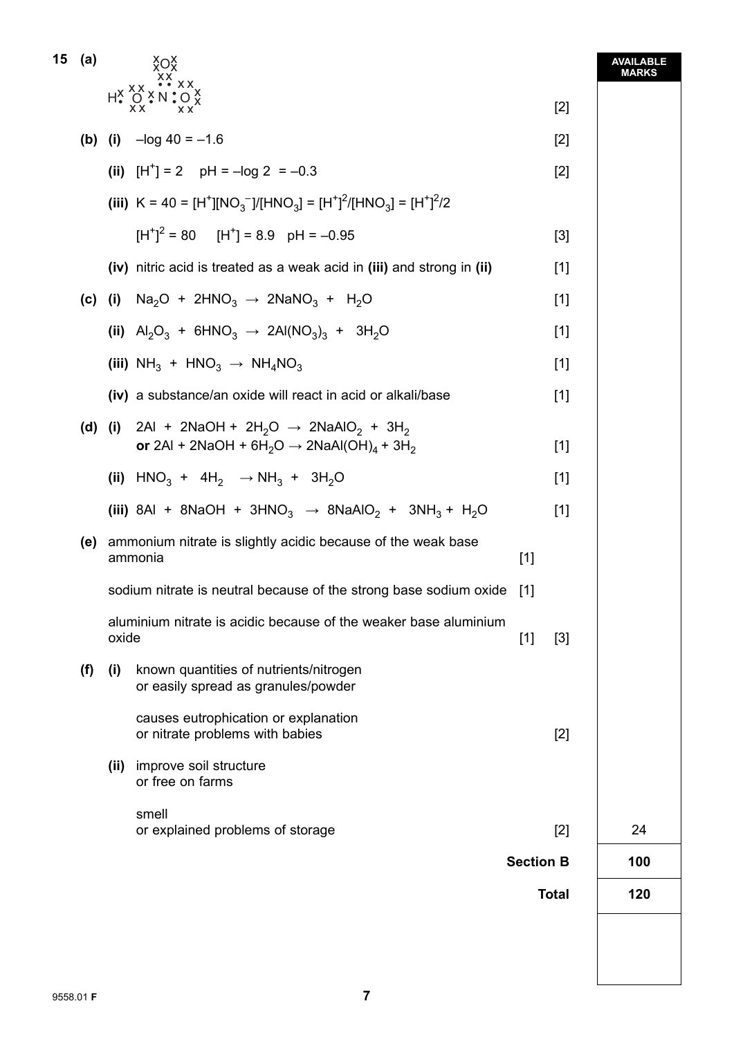| | | | AVAILABLE MARKS |
|---|---|---|---|
| **15 (a)** | Dot-and-cross diagram of $HNO_3$: H•x O (xx/xx) x•N•• O (xx), with N bonded to O (xO x, xx) above | [2] | |
| **(b) (i)** | $-\log 40 = -1.6$ | [2] | |
| **(ii)** | $[H^+] = 2 \quad pH = -\log 2 = -0.3$ | [2] | |
| **(iii)** | $K = 40 = [H^+][NO_3^-]/[HNO_3] = [H^+]^2/[HNO_3] = [H^+]^2/2$ <br> $[H^+]^2 = 80 \quad [H^+] = 8.9 \quad pH = -0.95$ | [3] | |
| **(iv)** | nitric acid is treated as a weak acid in **(iii)** and strong in **(ii)** | [1] | |
| **(c) (i)** | $Na_2O + 2HNO_3 \rightarrow 2NaNO_3 + H_2O$ | [1] | |
| **(ii)** | $Al_2O_3 + 6HNO_3 \rightarrow 2Al(NO_3)_3 + 3H_2O$ | [1] | |
| **(iii)** | $NH_3 + HNO_3 \rightarrow NH_4NO_3$ | [1] | |
| **(iv)** | a substance/an oxide will react in acid or alkali/base | [1] | |
| **(d) (i)** | $2Al + 2NaOH + 2H_2O \rightarrow 2NaAlO_2 + 3H_2$ <br> **or** $2Al + 2NaOH + 6H_2O \rightarrow 2NaAl(OH)_4 + 3H_2$ | [1] | |
| **(ii)** | $HNO_3 + 4H_2 \rightarrow NH_3 + 3H_2O$ | [1] | |
| **(iii)** | $8Al + 8NaOH + 3HNO_3 \rightarrow 8NaAlO_2 + 3NH_3 + H_2O$ | [1] | |
| **(e)** | ammonium nitrate is slightly acidic because of the weak base ammonia [1] <br> sodium nitrate is neutral because of the strong base sodium oxide [1] <br> aluminium nitrate is acidic because of the weaker base aluminium oxide [1] | [3] | |
| **(f) (i)** | known quantities of nutrients/nitrogen <br> or easily spread as granules/powder <br><br> causes eutrophication or explanation <br> or nitrate problems with babies | [2] | |
| **(ii)** | improve soil structure <br> or free on farms <br><br> smell <br> or explained problems of storage | [2] | 24 |
| | | **Section B** | **100** |
| | | **Total** | **120** |